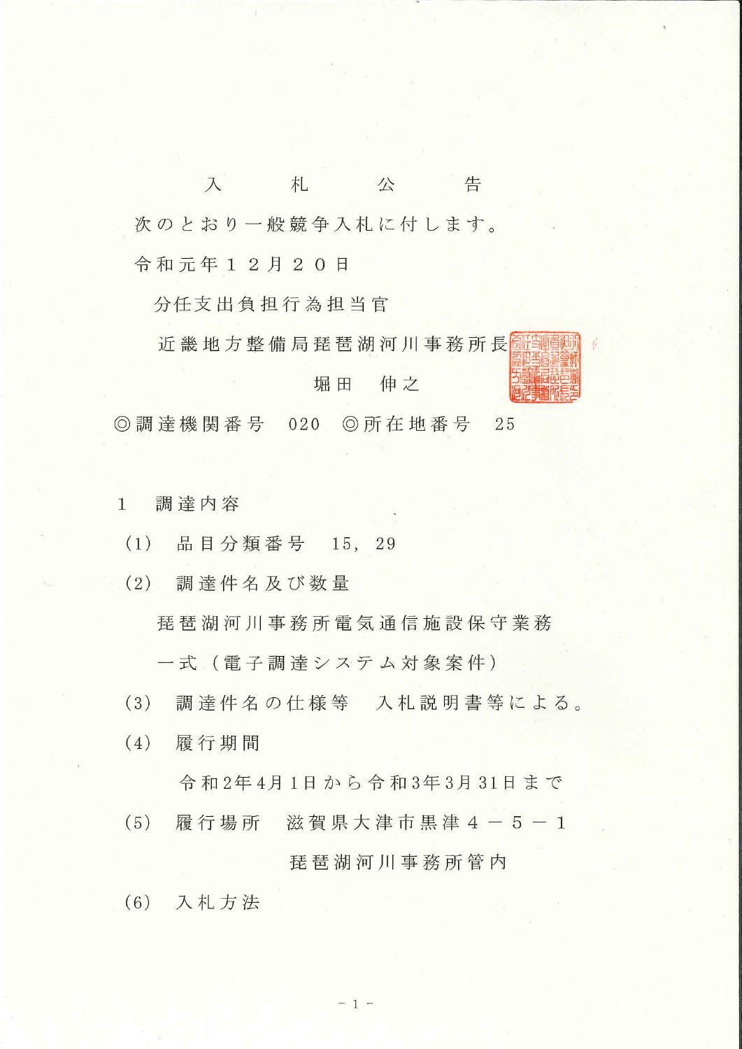# 入　札　公　告

次のとおり一般競争入札に付します。

令和元年１２月２０日

分任支出負担行為担当官

近畿地方整備局琵琶湖河川事務所長

堀田　伸之

◎調達機関番号　020　◎所在地番号　25

１　調達内容

(1)　品目分類番号　15, 29

(2)　調達件名及び数量

琵琶湖河川事務所電気通信施設保守業務

一式（電子調達システム対象案件）

(3)　調達件名の仕様等　入札説明書等による。

(4)　履行期間

令和2年4月1日から令和3年3月31日まで

(5)　履行場所　滋賀県大津市黒津４－５－１

琵琶湖河川事務所管内

(6)　入札方法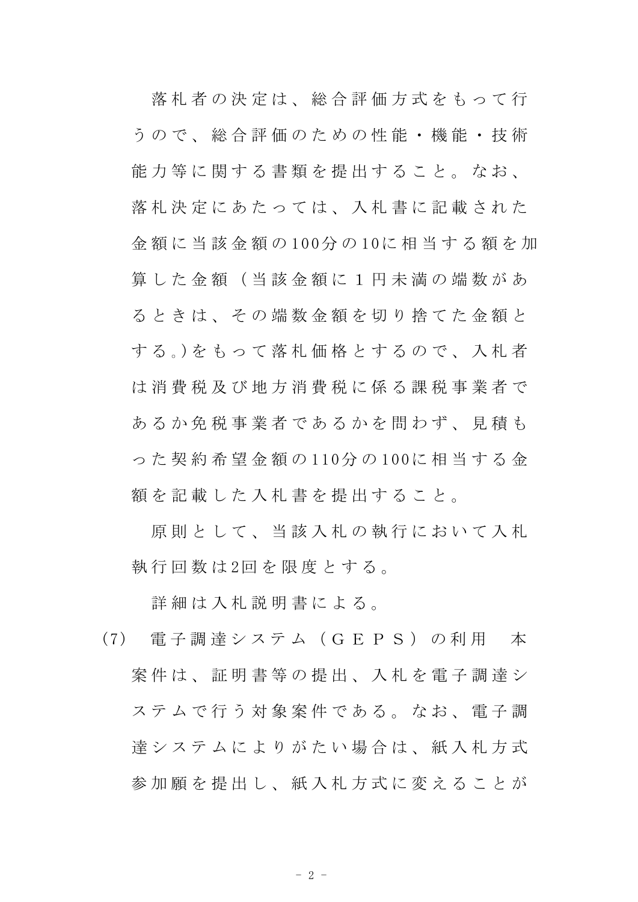落札者の決定は、総合評価方式をもって行うので、総合評価のための性能・機能・技術能力等に関する書類を提出すること。なお、落札決定にあたっては、入札書に記載された金額に当該金額の100分の10に相当する額を加算した金額（当該金額に１円未満の端数があるときは、その端数金額を切り捨てた金額とする。)をもって落札価格とするので、入札者は消費税及び地方消費税に係る課税事業者であるか免税事業者であるかを問わず、見積もった契約希望金額の110分の100に相当する金額を記載した入札書を提出すること。

原則として、当該入札の執行において入札執行回数は2回を限度とする。

詳細は入札説明書による。

(7) 電子調達システム（ＧＥＰＳ）の利用　本案件は、証明書等の提出、入札を電子調達システムで行う対象案件である。なお、電子調達システムによりがたい場合は、紙入札方式参加願を提出し、紙入札方式に変えることが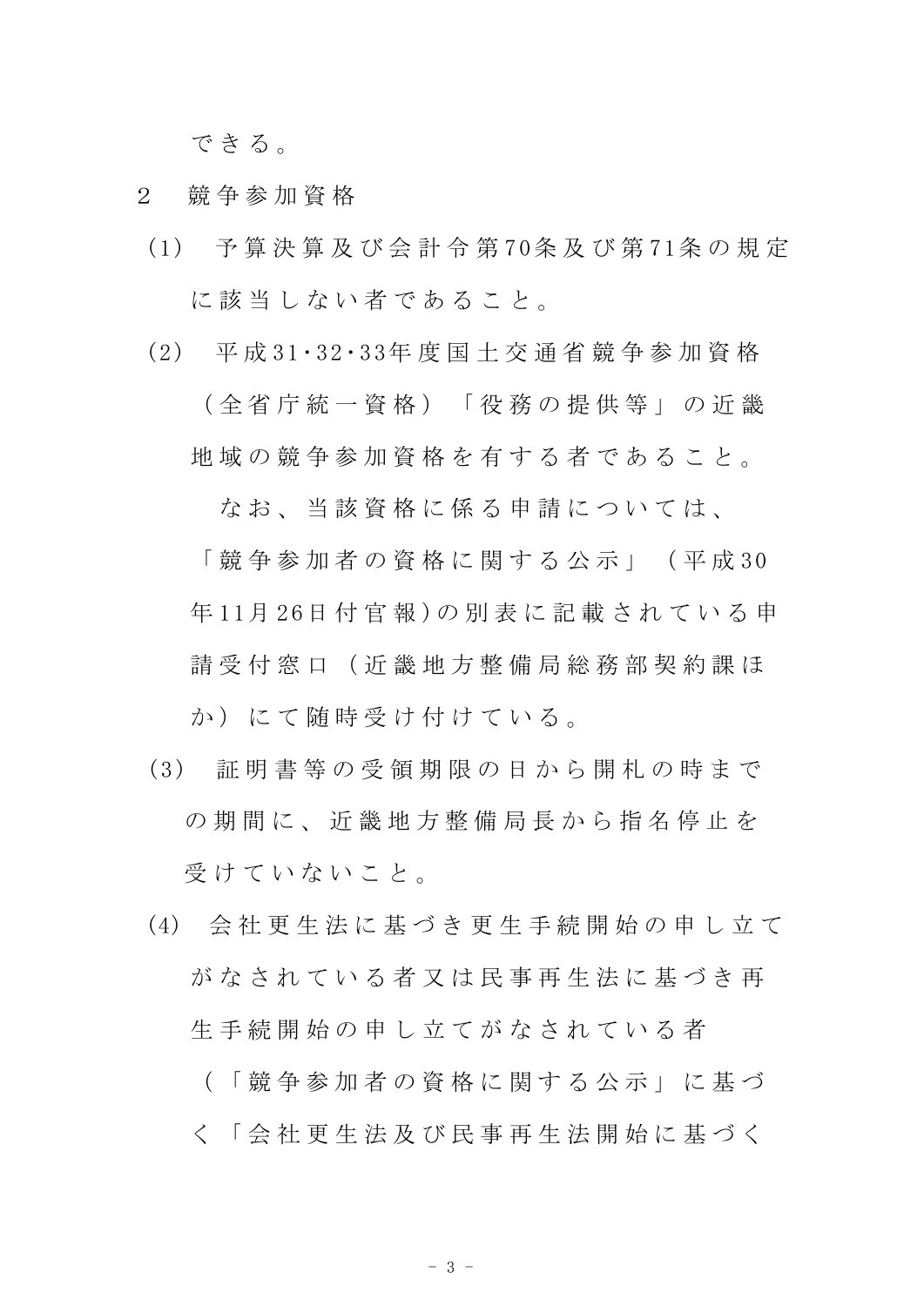できる。

2　競争参加資格

(1)　予算決算及び会計令第70条及び第71条の規定に該当しない者であること。

(2)　平成31・32・33年度国土交通省競争参加資格（全省庁統一資格）「役務の提供等」の近畿地域の競争参加資格を有する者であること。

なお、当該資格に係る申請については、「競争参加者の資格に関する公示」（平成30年11月26日付官報）の別表に記載されている申請受付窓口（近畿地方整備局総務部契約課ほか）にて随時受け付けている。

(3)　証明書等の受領期限の日から開札の時までの期間に、近畿地方整備局長から指名停止を受けていないこと。

(4)　会社更生法に基づき更生手続開始の申し立てがなされている者又は民事再生法に基づき再生手続開始の申し立てがなされている者（「競争参加者の資格に関する公示」に基づく「会社更生法及び民事再生法開始に基づく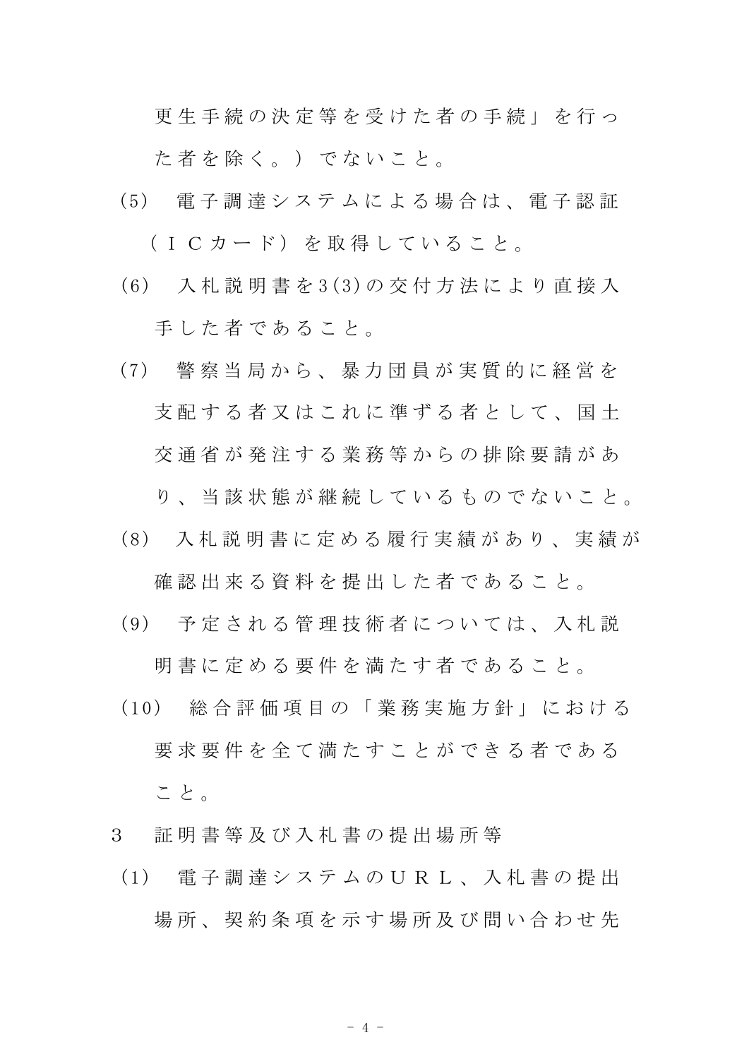更生手続の決定等を受けた者の手続」を行った者を除く。）でないこと。

(5)　電子調達システムによる場合は、電子認証（ＩＣカード）を取得していること。

(6)　入札説明書を3(3)の交付方法により直接入手した者であること。

(7)　警察当局から、暴力団員が実質的に経営を支配する者又はこれに準ずる者として、国土交通省が発注する業務等からの排除要請があり、当該状態が継続しているものでないこと。

(8)　入札説明書に定める履行実績があり、実績が確認出来る資料を提出した者であること。

(9)　予定される管理技術者については、入札説明書に定める要件を満たす者であること。

(10)　総合評価項目の「業務実施方針」における要求要件を全て満たすことができる者であること。

3　証明書等及び入札書の提出場所等

(1)　電子調達システムのＵＲＬ、入札書の提出場所、契約条項を示す場所及び問い合わせ先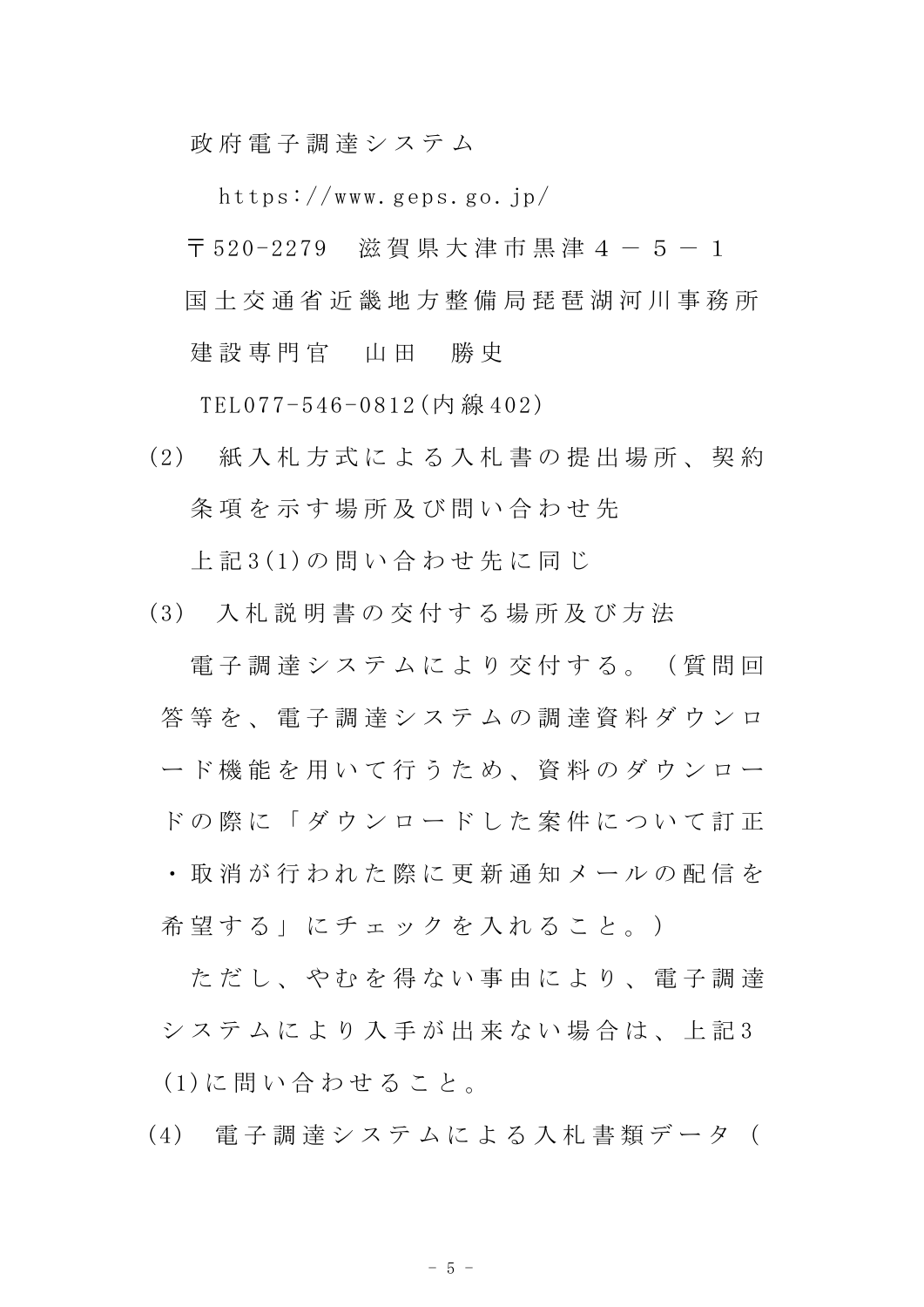政府電子調達システム

https://www.geps.go.jp/

〒520-2279　滋賀県大津市黒津４－５－１

国土交通省近畿地方整備局琵琶湖河川事務所

建設専門官　山田　勝史

TEL077-546-0812(内線402)

(2)　紙入札方式による入札書の提出場所、契約条項を示す場所及び問い合わせ先

上記3(1)の問い合わせ先に同じ

(3)　入札説明書の交付する場所及び方法

電子調達システムにより交付する。（質問回答等を、電子調達システムの調達資料ダウンロード機能を用いて行うため、資料のダウンロードの際に「ダウンロードした案件について訂正・取消が行われた際に更新通知メールの配信を希望する」にチェックを入れること。）

ただし、やむを得ない事由により、電子調達システムにより入手が出来ない場合は、上記3(1)に問い合わせること。

(4)　電子調達システムによる入札書類データ（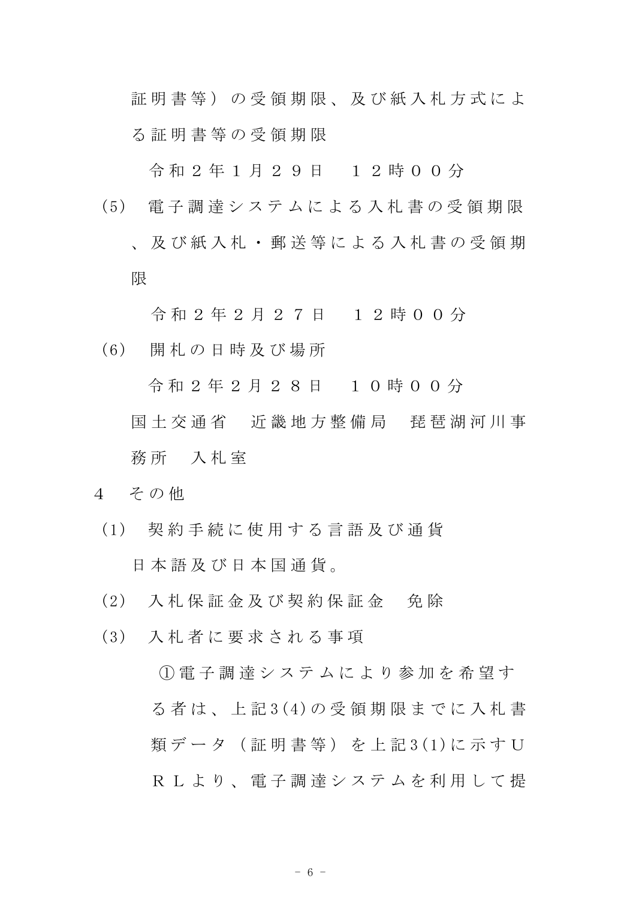証明書等）の受領期限、及び紙入札方式による証明書等の受領期限

令和２年１月２９日　１２時００分

(5) 電子調達システムによる入札書の受領期限、及び紙入札・郵送等による入札書の受領期限

令和２年２月２７日　１２時００分

(6) 開札の日時及び場所

令和２年２月２８日　１０時００分

国土交通省　近畿地方整備局　琵琶湖河川事務所　入札室

4　その他

(1) 契約手続に使用する言語及び通貨

日本語及び日本国通貨。

(2) 入札保証金及び契約保証金　免除

(3) 入札者に要求される事項

①電子調達システムにより参加を希望する者は、上記3(4)の受領期限までに入札書類データ（証明書等）を上記3(1)に示すＵＲＬより、電子調達システムを利用して提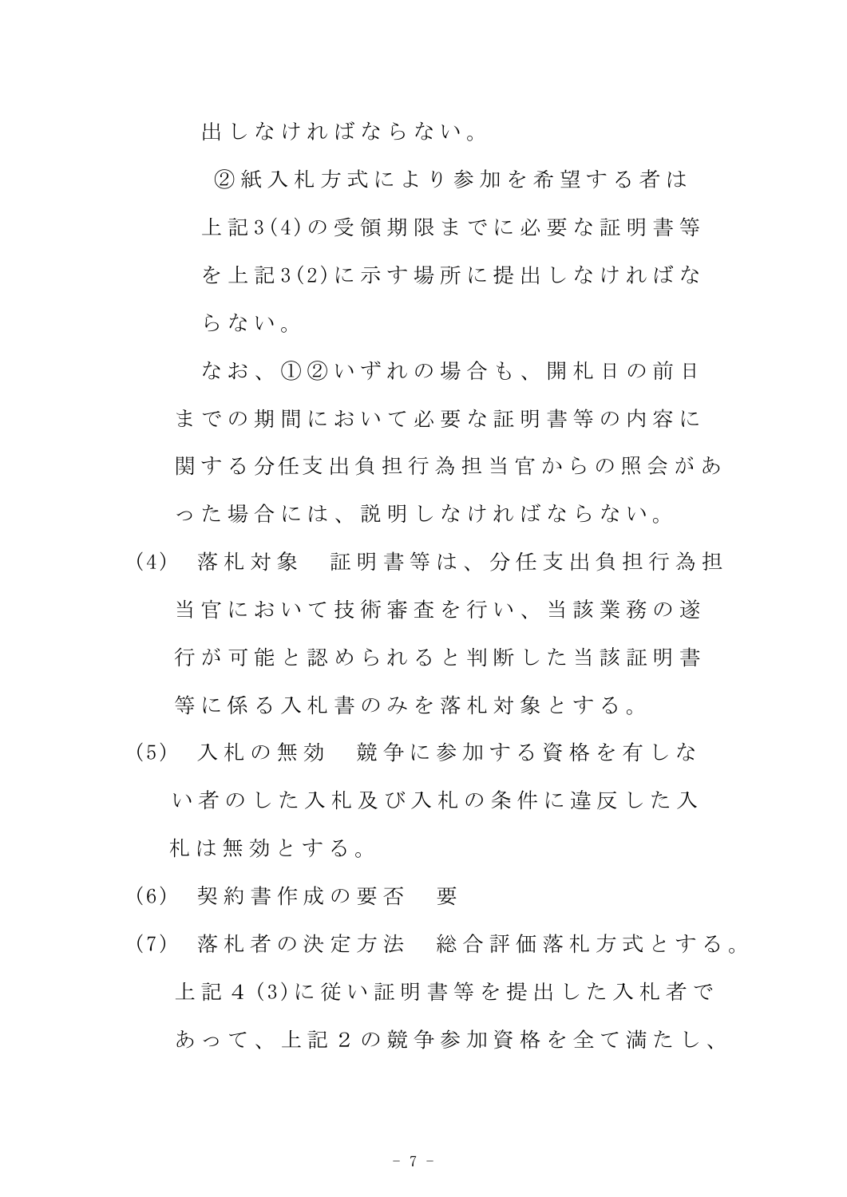出しなければならない。

②紙入札方式により参加を希望する者は上記3(4)の受領期限までに必要な証明書等を上記3(2)に示す場所に提出しなければならない。

なお、①②いずれの場合も、開札日の前日までの期間において必要な証明書等の内容に関する分任支出負担行為担当官からの照会があった場合には、説明しなければならない。

(4) 落札対象　証明書等は、分任支出負担行為担当官において技術審査を行い、当該業務の遂行が可能と認められると判断した当該証明書等に係る入札書のみを落札対象とする。

(5) 入札の無効　競争に参加する資格を有しない者のした入札及び入札の条件に違反した入札は無効とする。

(6) 契約書作成の要否　要

(7) 落札者の決定方法　総合評価落札方式とする。上記4(3)に従い証明書等を提出した入札者であって、上記2の競争参加資格を全て満たし、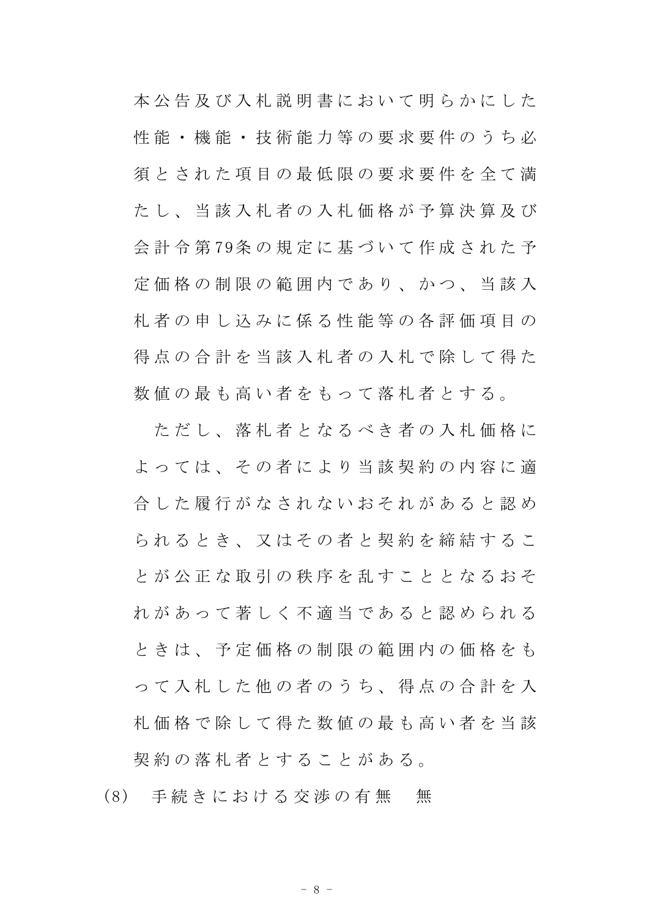本公告及び入札説明書において明らかにした性能・機能・技術能力等の要求要件のうち必須とされた項目の最低限の要求要件を全て満たし、当該入札者の入札価格が予算決算及び会計令第79条の規定に基づいて作成された予定価格の制限の範囲内であり、かつ、当該入札者の申し込みに係る性能等の各評価項目の得点の合計を当該入札者の入札で除して得た数値の最も高い者をもって落札者とする。

ただし、落札者となるべき者の入札価格によっては、その者により当該契約の内容に適合した履行がなされないおそれがあると認められるとき、又はその者と契約を締結することが公正な取引の秩序を乱すこととなるおそれがあって著しく不適当であると認められるときは、予定価格の制限の範囲内の価格をもって入札した他の者のうち、得点の合計を入札価格で除して得た数値の最も高い者を当該契約の落札者とすることがある。

(8)　手続きにおける交渉の有無　無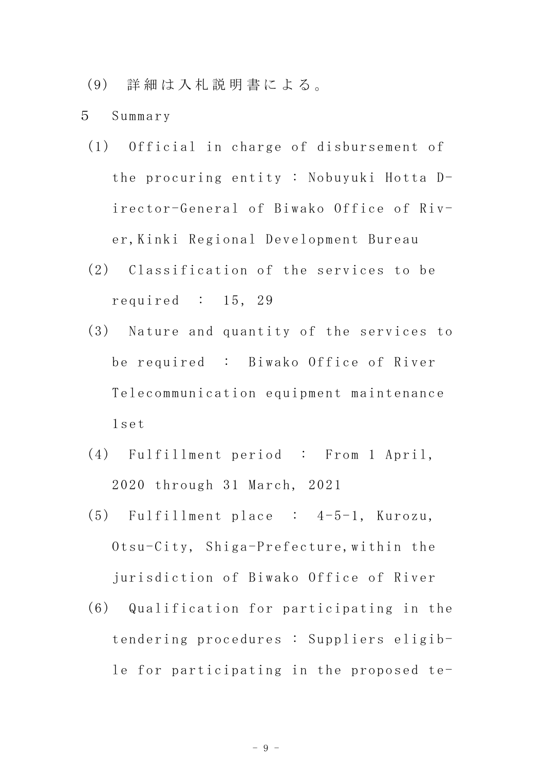(9) 詳細は入札説明書による。

5 Summary

(1) Official in charge of disbursement of the procuring entity : Nobuyuki Hotta Director-General of Biwako Office of River,Kinki Regional Development Bureau

(2) Classification of the services to be required : 15, 29

(3) Nature and quantity of the services to be required : Biwako Office of River Telecommunication equipment maintenance 1set

(4) Fulfillment period : From 1 April, 2020 through 31 March, 2021

(5) Fulfillment place : 4-5-1, Kurozu, Otsu-City, Shiga-Prefecture,within the jurisdiction of Biwako Office of River

(6) Qualification for participating in the tendering procedures : Suppliers eligible for participating in the proposed te-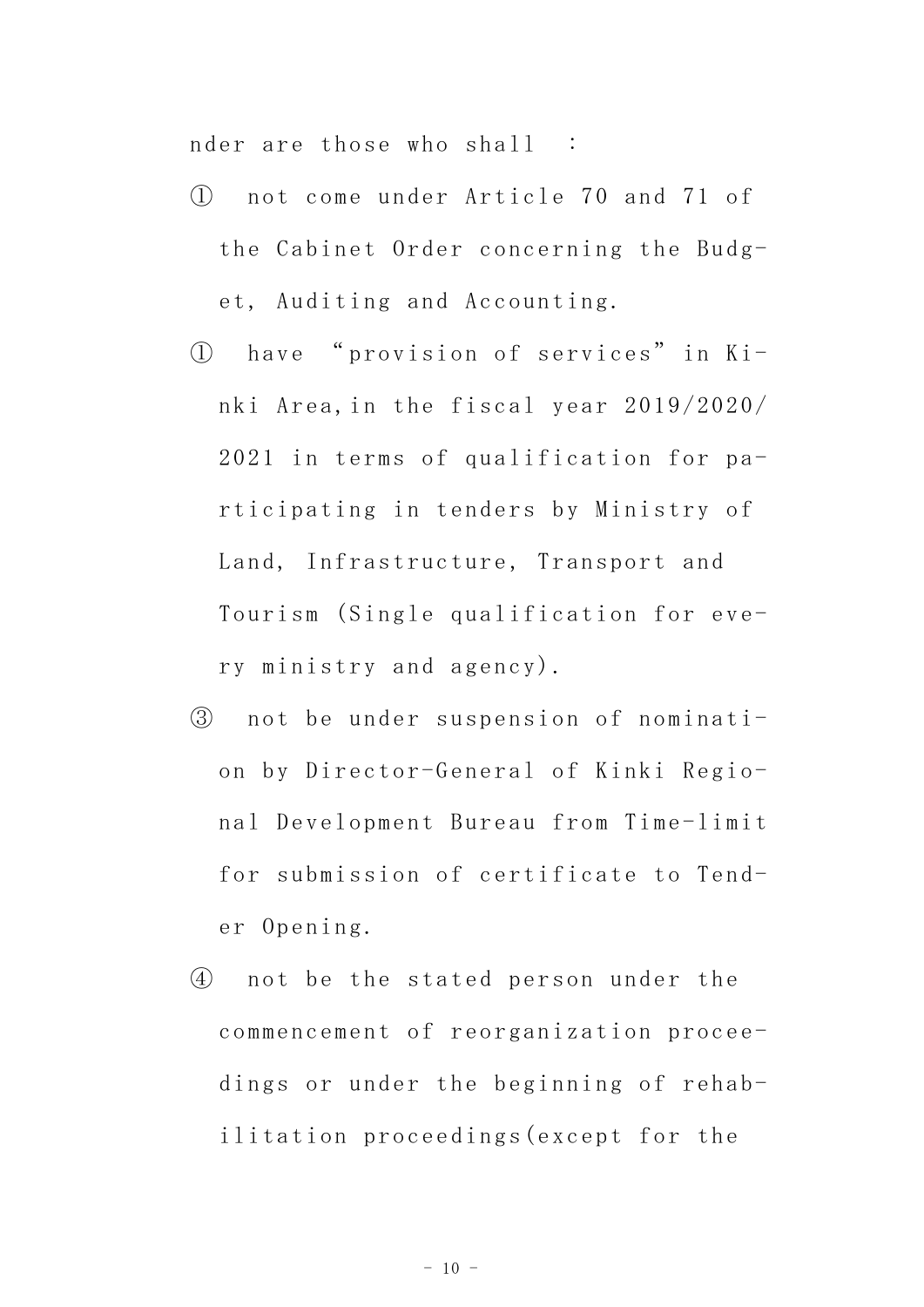nder are those who shall :

① not come under Article 70 and 71 of the Cabinet Order concerning the Budget, Auditing and Accounting.

① have "provision of services" in Kinki Area,in the fiscal year 2019/2020/2021 in terms of qualification for participating in tenders by Ministry of Land, Infrastructure, Transport and Tourism (Single qualification for every ministry and agency).

③ not be under suspension of nomination by Director-General of Kinki Regional Development Bureau from Time-limit for submission of certificate to Tender Opening.

④ not be the stated person under the commencement of reorganization proceedings or under the beginning of rehabilitation proceedings(except for the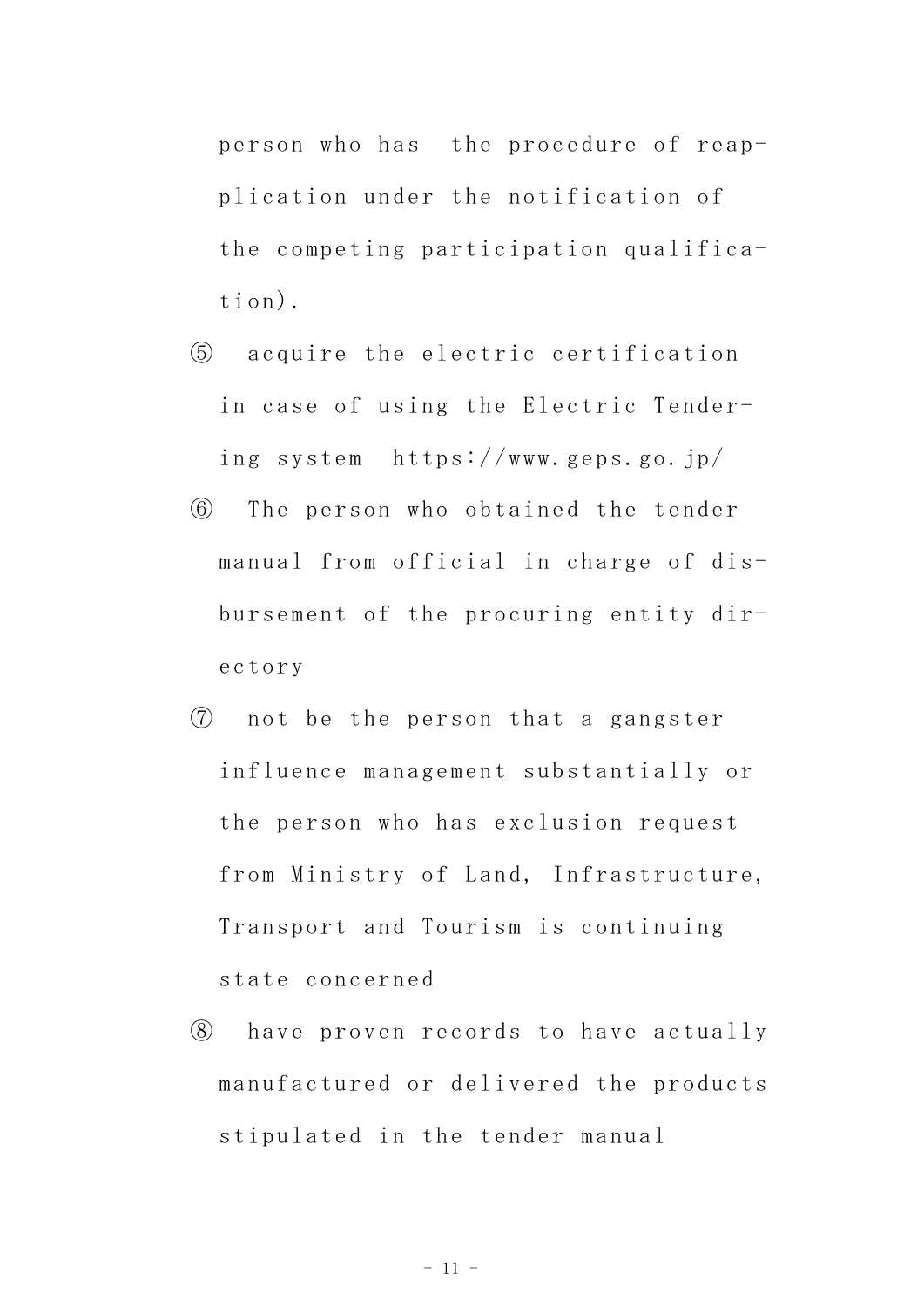person who has the procedure of reapplication under the notification of the competing participation qualification).

⑤ acquire the electric certification in case of using the Electric Tendering system https://www.geps.go.jp/

⑥ The person who obtained the tender manual from official in charge of disbursement of the procuring entity directory

⑦ not be the person that a gangster influence management substantially or the person who has exclusion request from Ministry of Land, Infrastructure, Transport and Tourism is continuing state concerned

⑧ have proven records to have actually manufactured or delivered the products stipulated in the tender manual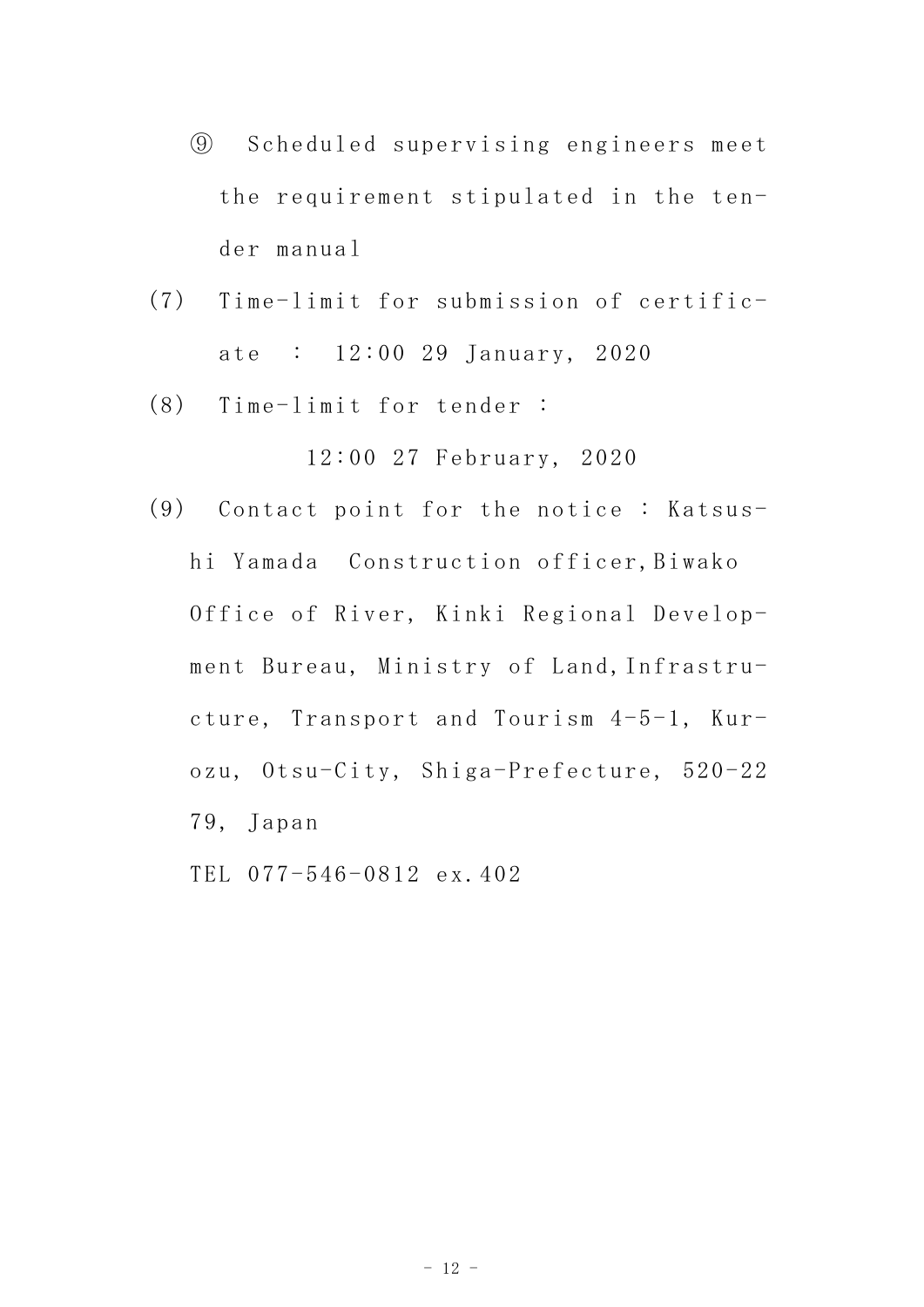⑨ Scheduled supervising engineers meet the requirement stipulated in the tender manual

(7) Time-limit for submission of certificate : 12:00 29 January, 2020

(8) Time-limit for tender :

12:00 27 February, 2020

(9) Contact point for the notice : Katsushi Yamada Construction officer,Biwako Office of River, Kinki Regional Development Bureau, Ministry of Land,Infrastructure, Transport and Tourism 4-5-1, Kurozu, Otsu-City, Shiga-Prefecture, 520-2279, Japan

TEL 077-546-0812 ex.402